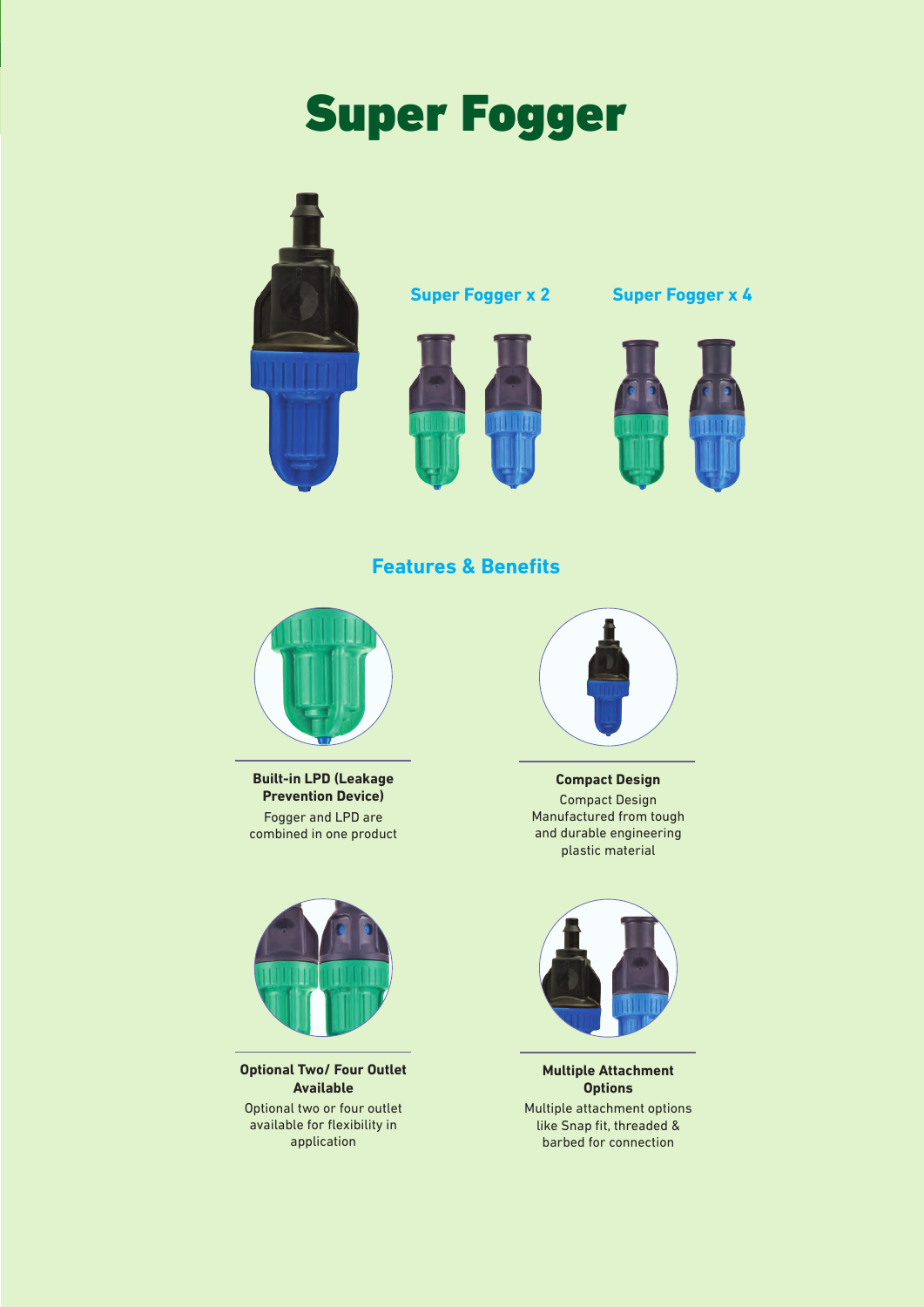# Super Fogger

**Super Fogger x 2**

**Super Fogger x 4**

## Features & Benefits

**Built-in LPD (Leakage Prevention Device)**

Fogger and LPD are combined in one product

**Compact Design**

Compact Design Manufactured from tough and durable engineering plastic material

**Optional Two/ Four Outlet Available**

Optional two or four outlet available for flexibility in application

**Multiple Attachment Options**

Multiple attachment options like Snap fit, threaded & barbed for connection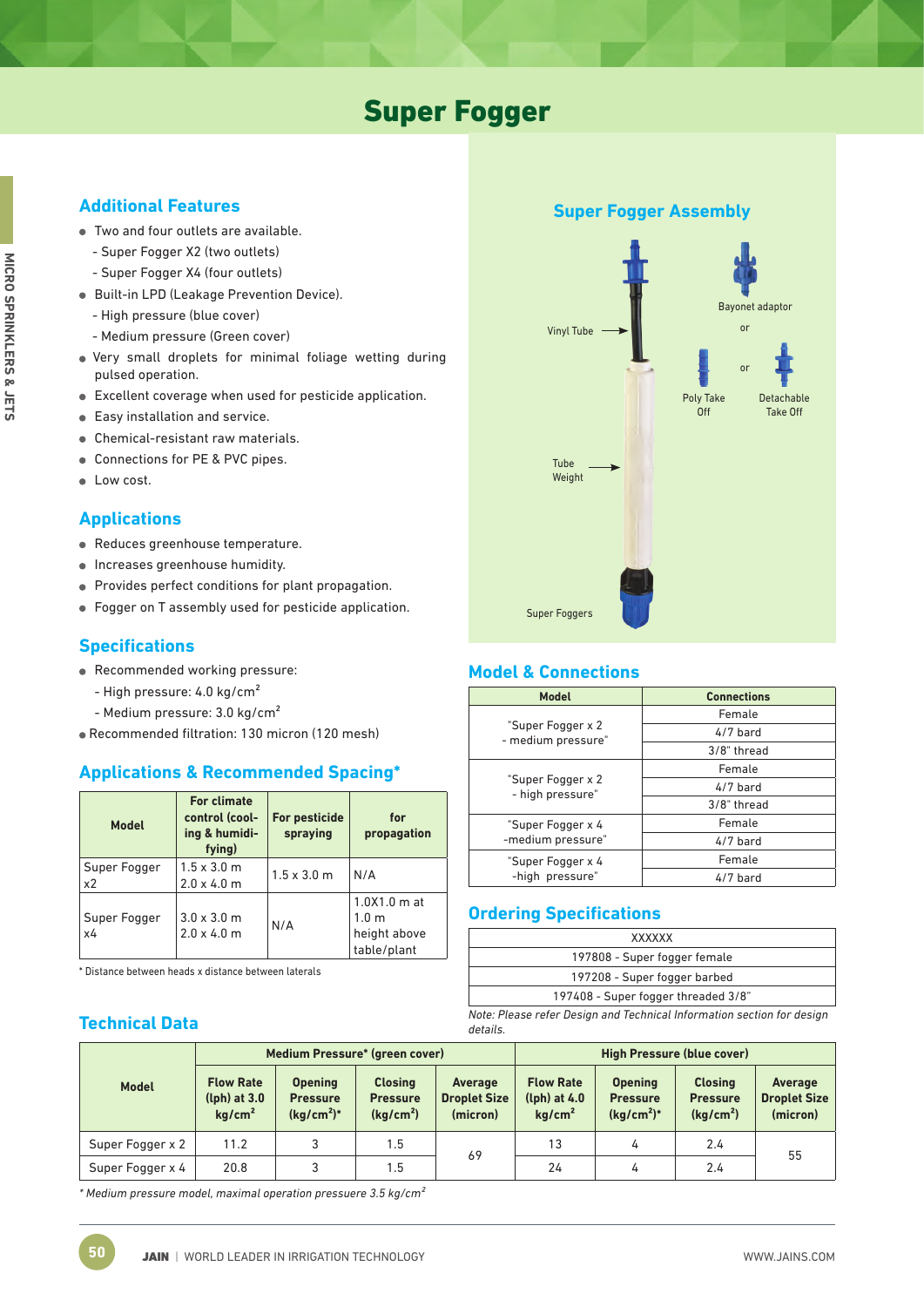# Super Fogger

## Additional Features

- Two and four outlets are available.
  - Super Fogger X2 (two outlets)
  - Super Fogger X4 (four outlets)
- Built-in LPD (Leakage Prevention Device).
  - High pressure (blue cover)
  - Medium pressure (Green cover)
- Very small droplets for minimal foliage wetting during pulsed operation.
- Excellent coverage when used for pesticide application.
- Easy installation and service.
- Chemical-resistant raw materials.
- Connections for PE & PVC pipes.
- Low cost.

## Applications

- Reduces greenhouse temperature.
- Increases greenhouse humidity.
- Provides perfect conditions for plant propagation.
- Fogger on T assembly used for pesticide application.

## Specifications

- Recommended working pressure:
  - High pressure: 4.0 kg/cm$^2$
  - Medium pressure: 3.0 kg/cm$^2$
- Recommended filtration: 130 micron (120 mesh)

## Applications & Recommended Spacing*

| Model | For climate control (cooling & humidifying) | For pesticide spraying | for propagation |
|---|---|---|---|
| Super Fogger x2 | 1.5 x 3.0 m<br>2.0 x 4.0 m | 1.5 x 3.0 m | N/A |
| Super Fogger x4 | 3.0 x 3.0 m<br>2.0 x 4.0 m | N/A | 1.0X1.0 m at 1.0 m height above table/plant |

\* Distance between heads x distance between laterals

## Super Fogger Assembly

Vinyl Tube

Bayonet adaptor

or

Poly Take Off

or

Detachable Take Off

Tube Weight

Super Foggers

## Model & Connections

| Model | Connections |
|---|---|
| "Super Fogger x 2 - medium pressure" | Female |
| | 4/7 bard |
| | 3/8" thread |
| "Super Fogger x 2 - high pressure" | Female |
| | 4/7 bard |
| | 3/8" thread |
| "Super Fogger x 4 -medium pressure" | Female |
| | 4/7 bard |
| "Super Fogger x 4 -high pressure" | Female |
| | 4/7 bard |

## Ordering Specifications

| XXXXXX |
|---|
| 197808 - Super fogger female |
| 197208 - Super fogger barbed |
| 197408 - Super fogger threaded 3/8" |

*Note: Please refer Design and Technical Information section for design details.*

## Technical Data

| Model | Medium Pressure* (green cover) | | | | High Pressure (blue cover) | | | |
|---|---|---|---|---|---|---|---|---|
| | Flow Rate (lph) at 3.0 kg/cm$^2$ | Opening Pressure (kg/cm$^2$)* | Closing Pressure (kg/cm$^2$) | Average Droplet Size (micron) | Flow Rate (lph) at 4.0 kg/cm$^2$ | Opening Pressure (kg/cm$^2$)* | Closing Pressure (kg/cm$^2$) | Average Droplet Size (micron) |
| Super Fogger x 2 | 11.2 | 3 | 1.5 | 69 | 13 | 4 | 2.4 | 55 |
| Super Fogger x 4 | 20.8 | 3 | 1.5 | | 24 | 4 | 2.4 | |

*\* Medium pressure model, maximal operation pressuere 3.5 kg/cm$^2$*